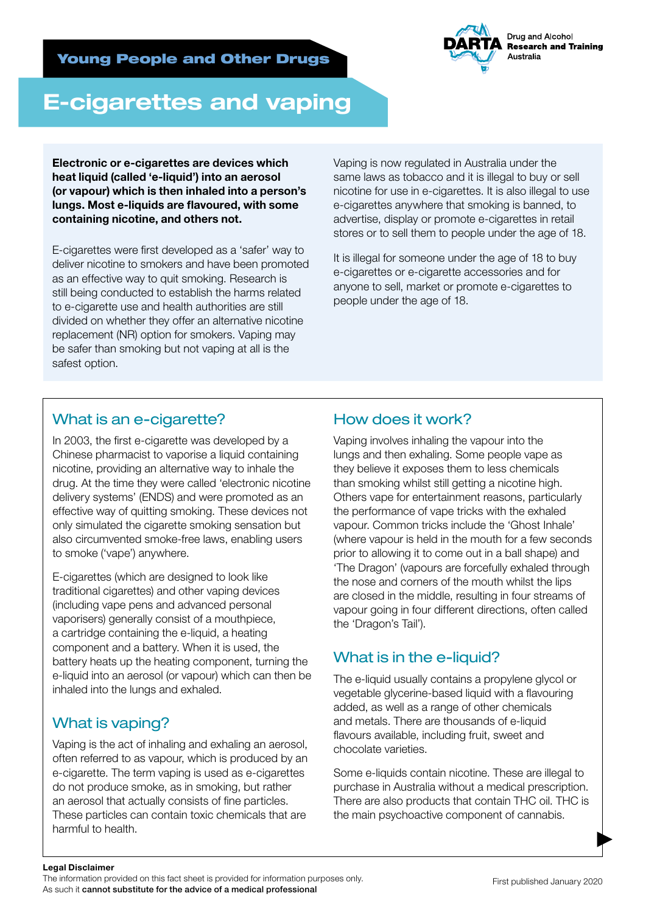Young People and Other Drugs

# E-cigarettes and vaping

**Electronic or e-cigarettes are devices which heat liquid (called 'e-liquid') into an aerosol (or vapour) which is then inhaled into a person's lungs. Most e-liquids are flavoured, with some containing nicotine, and others not.**

E-cigarettes were first developed as a 'safer' way to deliver nicotine to smokers and have been promoted as an effective way to quit smoking. Research is still being conducted to establish the harms related to e-cigarette use and health authorities are still divided on whether they offer an alternative nicotine replacement (NR) option for smokers. Vaping may be safer than smoking but not vaping at all is the safest option.

Vaping is now regulated in Australia under the same laws as tobacco and it is illegal to buy or sell nicotine for use in e-cigarettes. It is also illegal to use e-cigarettes anywhere that smoking is banned, to advertise, display or promote e-cigarettes in retail stores or to sell them to people under the age of 18.

It is illegal for someone under the age of 18 to buy e-cigarettes or e-cigarette accessories and for anyone to sell, market or promote e-cigarettes to people under the age of 18.

## What is an e-cigarette?

In 2003, the first e-cigarette was developed by a Chinese pharmacist to vaporise a liquid containing nicotine, providing an alternative way to inhale the drug. At the time they were called 'electronic nicotine delivery systems' (ENDS) and were promoted as an effective way of quitting smoking. These devices not only simulated the cigarette smoking sensation but also circumvented smoke-free laws, enabling users to smoke ('vape') anywhere.

E-cigarettes (which are designed to look like traditional cigarettes) and other vaping devices (including vape pens and advanced personal vaporisers) generally consist of a mouthpiece, a cartridge containing the e-liquid, a heating component and a battery. When it is used, the battery heats up the heating component, turning the e-liquid into an aerosol (or vapour) which can then be inhaled into the lungs and exhaled.

## What is vaping?

Vaping is the act of inhaling and exhaling an aerosol, often referred to as vapour, which is produced by an e-cigarette. The term vaping is used as e-cigarettes do not produce smoke, as in smoking, but rather an aerosol that actually consists of fine particles. These particles can contain toxic chemicals that are harmful to health.

## How does it work?

Vaping involves inhaling the vapour into the lungs and then exhaling. Some people vape as they believe it exposes them to less chemicals than smoking whilst still getting a nicotine high. Others vape for entertainment reasons, particularly the performance of vape tricks with the exhaled vapour. Common tricks include the 'Ghost Inhale' (where vapour is held in the mouth for a few seconds prior to allowing it to come out in a ball shape) and 'The Dragon' (vapours are forcefully exhaled through the nose and corners of the mouth whilst the lips are closed in the middle, resulting in four streams of vapour going in four different directions, often called the 'Dragon's Tail').

## What is in the e-liquid?

The e-liquid usually contains a propylene glycol or vegetable glycerine-based liquid with a flavouring added, as well as a range of other chemicals and metals. There are thousands of e-liquid flavours available, including fruit, sweet and chocolate varieties.

Some e-liquids contain nicotine. These are illegal to purchase in Australia without a medical prescription. There are also products that contain THC oil. THC is the main psychoactive component of cannabis.

**Legal Disclaimer**
The information provided on this fact sheet is provided for information purposes only. As such it **cannot substitute for the advice of a medical professional**

First published January 2020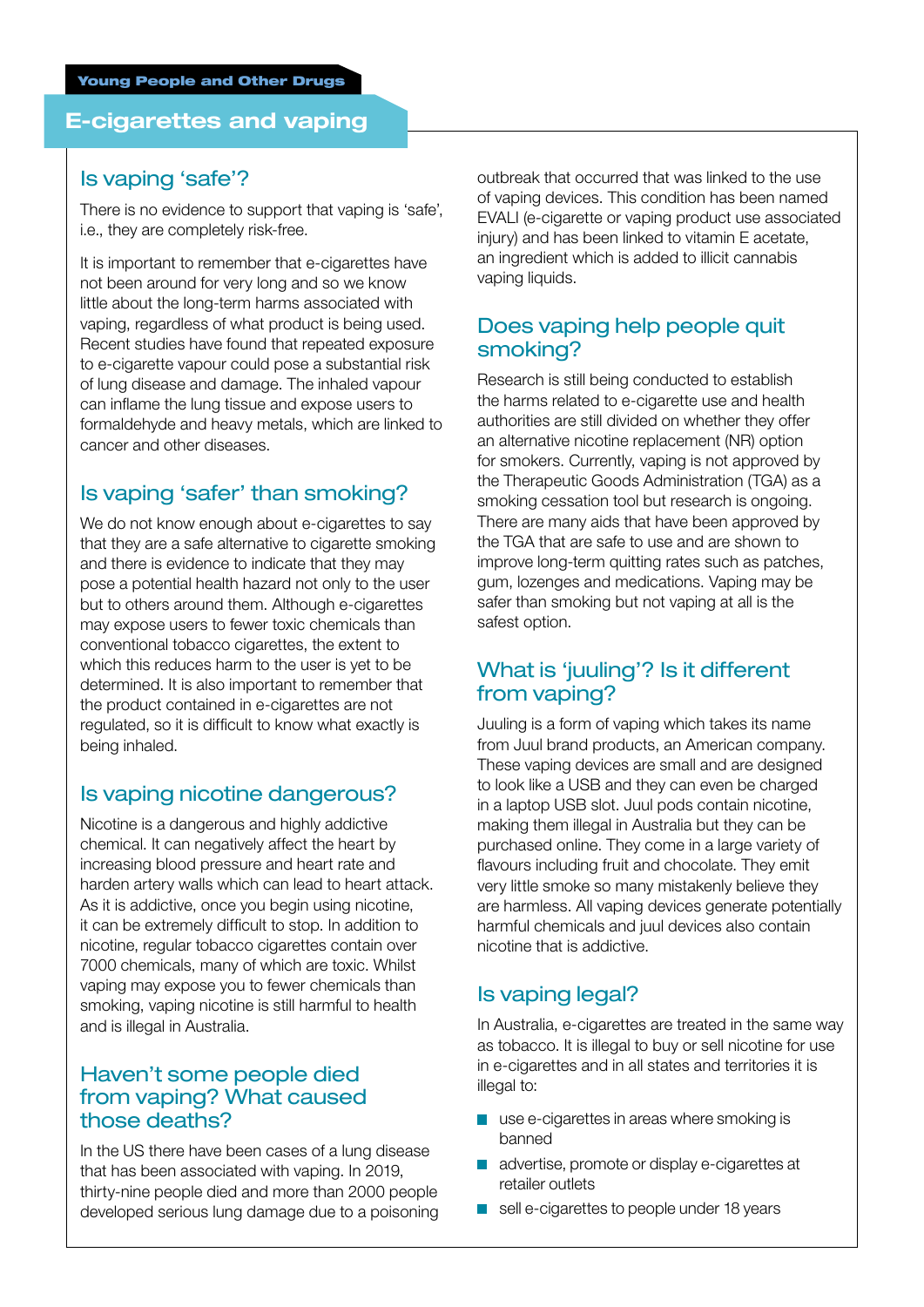Young People and Other Drugs

# E-cigarettes and vaping

## Is vaping 'safe'?

There is no evidence to support that vaping is 'safe', i.e., they are completely risk-free.

It is important to remember that e-cigarettes have not been around for very long and so we know little about the long-term harms associated with vaping, regardless of what product is being used. Recent studies have found that repeated exposure to e-cigarette vapour could pose a substantial risk of lung disease and damage. The inhaled vapour can inflame the lung tissue and expose users to formaldehyde and heavy metals, which are linked to cancer and other diseases.

## Is vaping 'safer' than smoking?

We do not know enough about e-cigarettes to say that they are a safe alternative to cigarette smoking and there is evidence to indicate that they may pose a potential health hazard not only to the user but to others around them. Although e-cigarettes may expose users to fewer toxic chemicals than conventional tobacco cigarettes, the extent to which this reduces harm to the user is yet to be determined. It is also important to remember that the product contained in e-cigarettes are not regulated, so it is difficult to know what exactly is being inhaled.

## Is vaping nicotine dangerous?

Nicotine is a dangerous and highly addictive chemical. It can negatively affect the heart by increasing blood pressure and heart rate and harden artery walls which can lead to heart attack. As it is addictive, once you begin using nicotine, it can be extremely difficult to stop. In addition to nicotine, regular tobacco cigarettes contain over 7000 chemicals, many of which are toxic. Whilst vaping may expose you to fewer chemicals than smoking, vaping nicotine is still harmful to health and is illegal in Australia.

## Haven't some people died from vaping? What caused those deaths?

In the US there have been cases of a lung disease that has been associated with vaping. In 2019, thirty-nine people died and more than 2000 people developed serious lung damage due to a poisoning outbreak that occurred that was linked to the use of vaping devices. This condition has been named EVALI (e-cigarette or vaping product use associated injury) and has been linked to vitamin E acetate, an ingredient which is added to illicit cannabis vaping liquids.

## Does vaping help people quit smoking?

Research is still being conducted to establish the harms related to e-cigarette use and health authorities are still divided on whether they offer an alternative nicotine replacement (NR) option for smokers. Currently, vaping is not approved by the Therapeutic Goods Administration (TGA) as a smoking cessation tool but research is ongoing. There are many aids that have been approved by the TGA that are safe to use and are shown to improve long-term quitting rates such as patches, gum, lozenges and medications. Vaping may be safer than smoking but not vaping at all is the safest option.

## What is 'juuling'? Is it different from vaping?

Juuling is a form of vaping which takes its name from Juul brand products, an American company. These vaping devices are small and are designed to look like a USB and they can even be charged in a laptop USB slot. Juul pods contain nicotine, making them illegal in Australia but they can be purchased online. They come in a large variety of flavours including fruit and chocolate. They emit very little smoke so many mistakenly believe they are harmless. All vaping devices generate potentially harmful chemicals and juul devices also contain nicotine that is addictive.

## Is vaping legal?

In Australia, e-cigarettes are treated in the same way as tobacco. It is illegal to buy or sell nicotine for use in e-cigarettes and in all states and territories it is illegal to:

- use e-cigarettes in areas where smoking is banned
- advertise, promote or display e-cigarettes at retailer outlets
- sell e-cigarettes to people under 18 years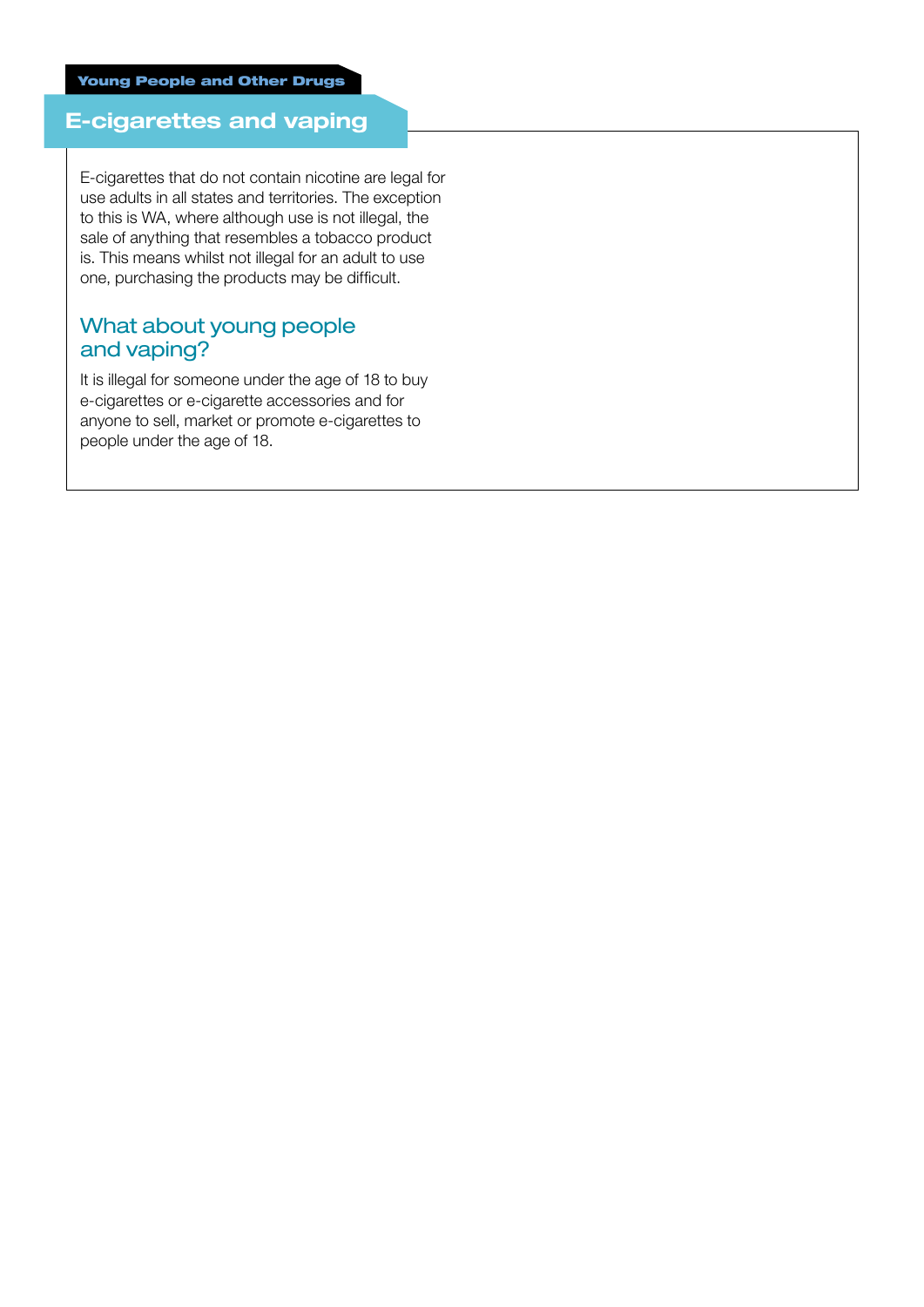Young People and Other Drugs

# E-cigarettes and vaping

E-cigarettes that do not contain nicotine are legal for use adults in all states and territories. The exception to this is WA, where although use is not illegal, the sale of anything that resembles a tobacco product is. This means whilst not illegal for an adult to use one, purchasing the products may be difficult.

## What about young people and vaping?

It is illegal for someone under the age of 18 to buy e-cigarettes or e-cigarette accessories and for anyone to sell, market or promote e-cigarettes to people under the age of 18.